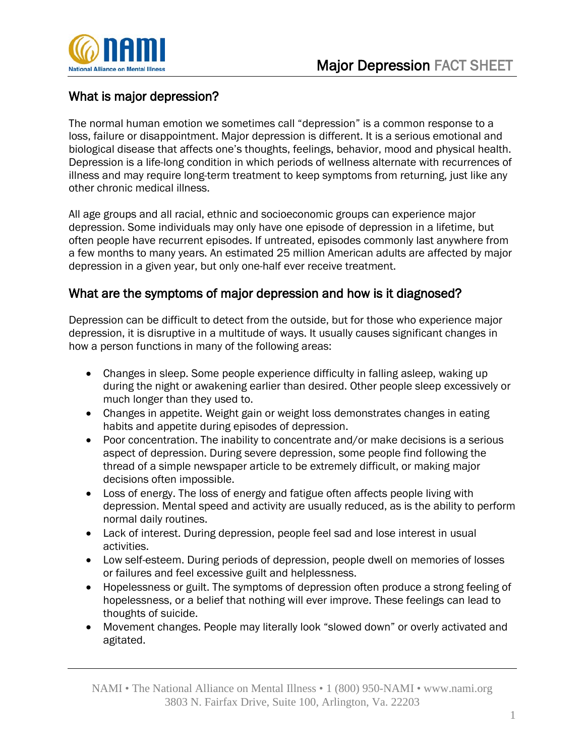# Major Depression FACT SHEET

## What is major depression?

The normal human emotion we sometimes call "depression" is a common response to a loss, failure or disappointment. Major depression is different. It is a serious emotional and biological disease that affects one's thoughts, feelings, behavior, mood and physical health. Depression is a life-long condition in which periods of wellness alternate with recurrences of illness and may require long-term treatment to keep symptoms from returning, just like any other chronic medical illness.

All age groups and all racial, ethnic and socioeconomic groups can experience major depression. Some individuals may only have one episode of depression in a lifetime, but often people have recurrent episodes. If untreated, episodes commonly last anywhere from a few months to many years. An estimated 25 million American adults are affected by major depression in a given year, but only one-half ever receive treatment.

## What are the symptoms of major depression and how is it diagnosed?

Depression can be difficult to detect from the outside, but for those who experience major depression, it is disruptive in a multitude of ways. It usually causes significant changes in how a person functions in many of the following areas:

- Changes in sleep. Some people experience difficulty in falling asleep, waking up during the night or awakening earlier than desired. Other people sleep excessively or much longer than they used to.
- Changes in appetite. Weight gain or weight loss demonstrates changes in eating habits and appetite during episodes of depression.
- Poor concentration. The inability to concentrate and/or make decisions is a serious aspect of depression. During severe depression, some people find following the thread of a simple newspaper article to be extremely difficult, or making major decisions often impossible.
- Loss of energy. The loss of energy and fatigue often affects people living with depression. Mental speed and activity are usually reduced, as is the ability to perform normal daily routines.
- Lack of interest. During depression, people feel sad and lose interest in usual activities.
- Low self-esteem. During periods of depression, people dwell on memories of losses or failures and feel excessive guilt and helplessness.
- Hopelessness or guilt. The symptoms of depression often produce a strong feeling of hopelessness, or a belief that nothing will ever improve. These feelings can lead to thoughts of suicide.
- Movement changes. People may literally look "slowed down" or overly activated and agitated.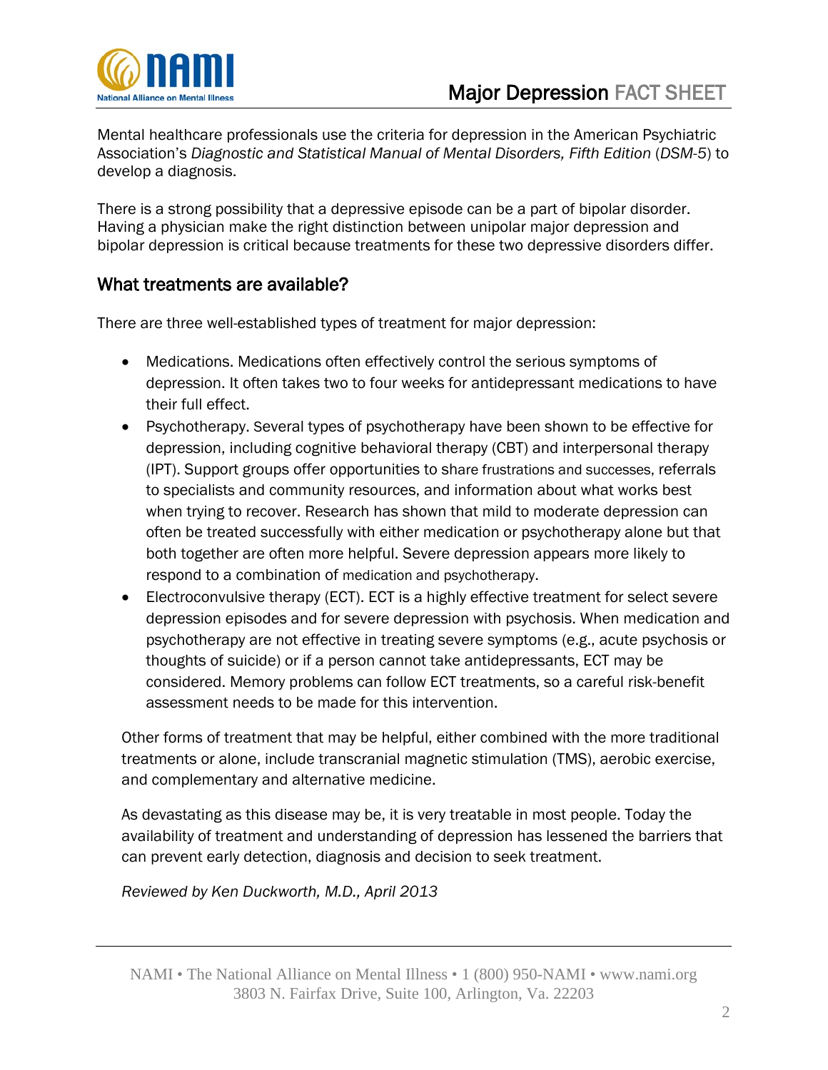Mental healthcare professionals use the criteria for depression in the American Psychiatric Association's *Diagnostic and Statistical Manual of Mental Disorders, Fifth Edition* (*DSM-5*) to develop a diagnosis.

There is a strong possibility that a depressive episode can be a part of bipolar disorder. Having a physician make the right distinction between unipolar major depression and bipolar depression is critical because treatments for these two depressive disorders differ.

## What treatments are available?

There are three well-established types of treatment for major depression:

- Medications. Medications often effectively control the serious symptoms of depression. It often takes two to four weeks for antidepressant medications to have their full effect.
- Psychotherapy. Several types of psychotherapy have been shown to be effective for depression, including cognitive behavioral therapy (CBT) and interpersonal therapy (IPT). Support groups offer opportunities to share frustrations and successes, referrals to specialists and community resources, and information about what works best when trying to recover. Research has shown that mild to moderate depression can often be treated successfully with either medication or psychotherapy alone but that both together are often more helpful. Severe depression appears more likely to respond to a combination of medication and psychotherapy.
- Electroconvulsive therapy (ECT). ECT is a highly effective treatment for select severe depression episodes and for severe depression with psychosis. When medication and psychotherapy are not effective in treating severe symptoms (e.g., acute psychosis or thoughts of suicide) or if a person cannot take antidepressants, ECT may be considered. Memory problems can follow ECT treatments, so a careful risk-benefit assessment needs to be made for this intervention.

Other forms of treatment that may be helpful, either combined with the more traditional treatments or alone, include transcranial magnetic stimulation (TMS), aerobic exercise, and complementary and alternative medicine.

As devastating as this disease may be, it is very treatable in most people. Today the availability of treatment and understanding of depression has lessened the barriers that can prevent early detection, diagnosis and decision to seek treatment.

*Reviewed by Ken Duckworth, M.D., April 2013*